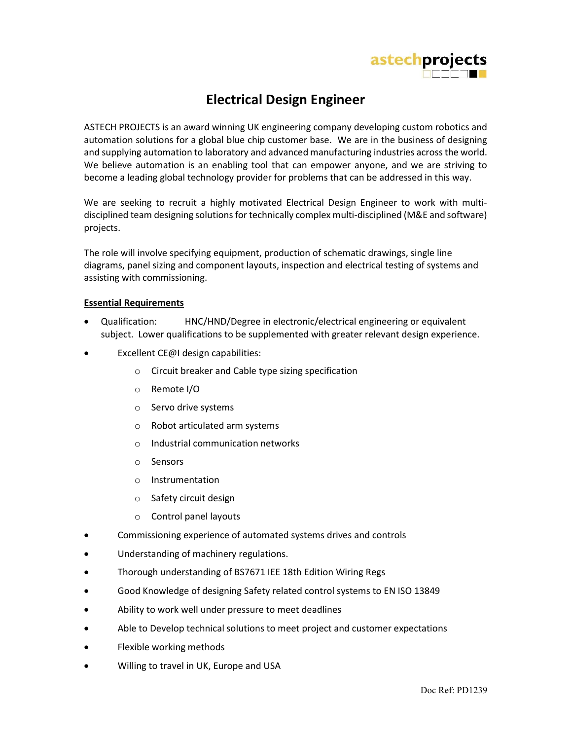astechprojects

# Electrical Design Engineer

ASTECH PROJECTS is an award winning UK engineering company developing custom robotics and automation solutions for a global blue chip customer base. We are in the business of designing and supplying automation to laboratory and advanced manufacturing industries across the world. We believe automation is an enabling tool that can empower anyone, and we are striving to become a leading global technology provider for problems that can be addressed in this way.

We are seeking to recruit a highly motivated Electrical Design Engineer to work with multi-disciplined team designing solutions for technically complex multi-disciplined (M&E and software) projects.

The role will involve specifying equipment, production of schematic drawings, single line diagrams, panel sizing and component layouts, inspection and electrical testing of systems and assisting with commissioning.

## Essential Requirements

- Qualification: HNC/HND/Degree in electronic/electrical engineering or equivalent subject. Lower qualifications to be supplemented with greater relevant design experience.
- Excellent CE@I design capabilities:
  - Circuit breaker and Cable type sizing specification
  - Remote I/O
  - Servo drive systems
  - Robot articulated arm systems
  - Industrial communication networks
  - Sensors
  - Instrumentation
  - Safety circuit design
  - Control panel layouts
- Commissioning experience of automated systems drives and controls
- Understanding of machinery regulations.
- Thorough understanding of BS7671 IEE 18th Edition Wiring Regs
- Good Knowledge of designing Safety related control systems to EN ISO 13849
- Ability to work well under pressure to meet deadlines
- Able to Develop technical solutions to meet project and customer expectations
- Flexible working methods
- Willing to travel in UK, Europe and USA

Doc Ref: PD1239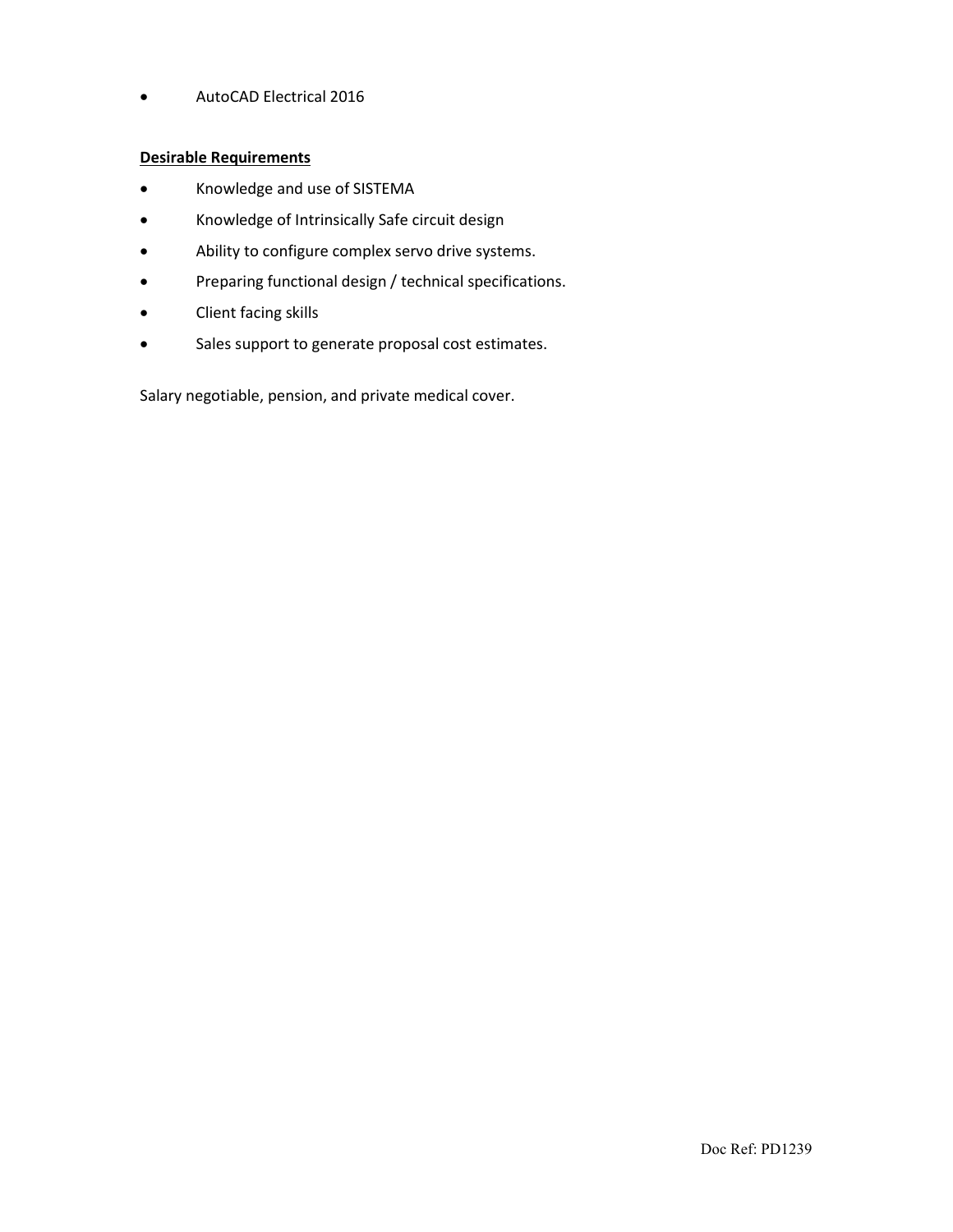- AutoCAD Electrical 2016

**Desirable Requirements**

- Knowledge and use of SISTEMA
- Knowledge of Intrinsically Safe circuit design
- Ability to configure complex servo drive systems.
- Preparing functional design / technical specifications.
- Client facing skills
- Sales support to generate proposal cost estimates.

Salary negotiable, pension, and private medical cover.

Doc Ref: PD1239